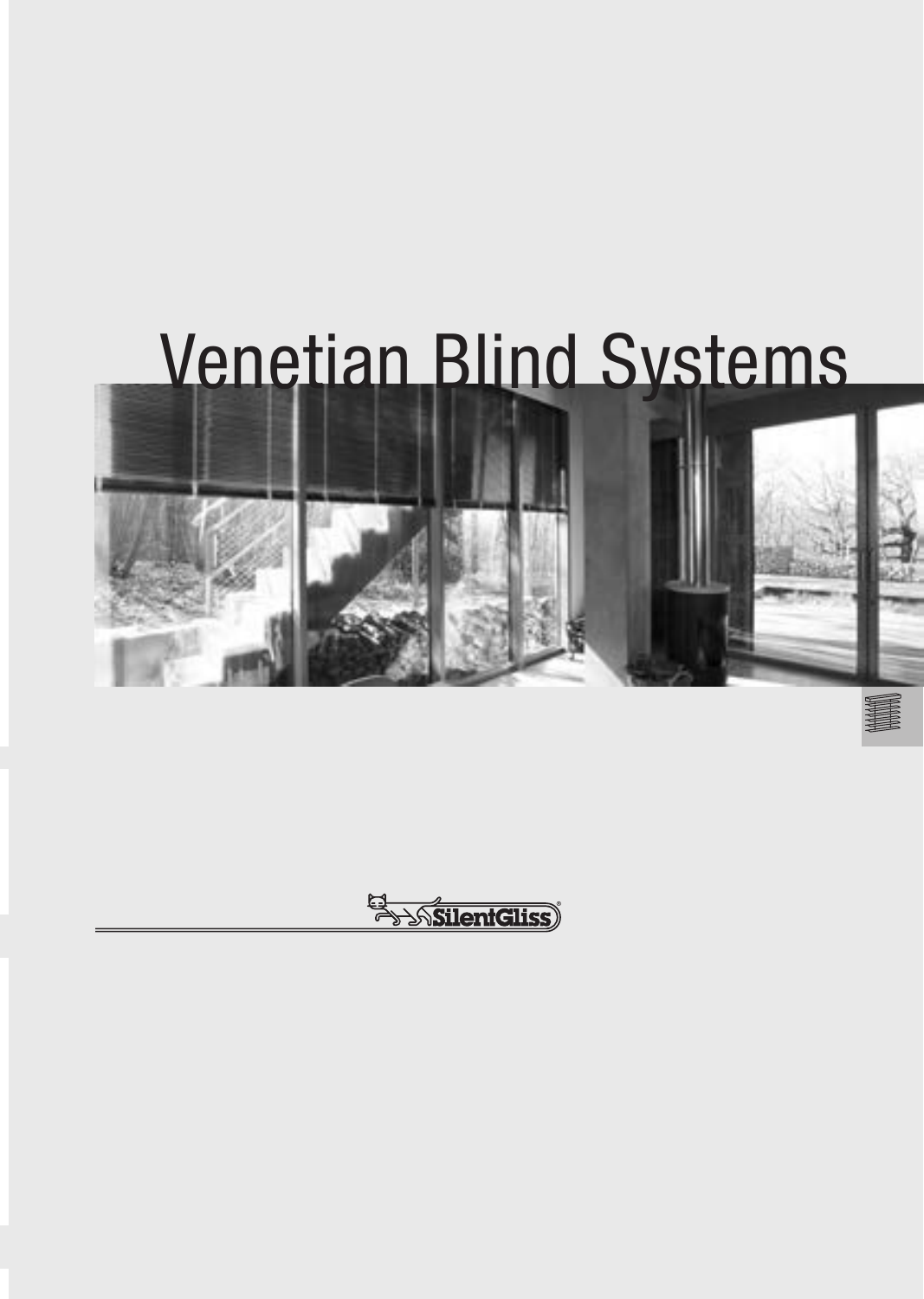# Venetian Blind Systems

SilentGliss®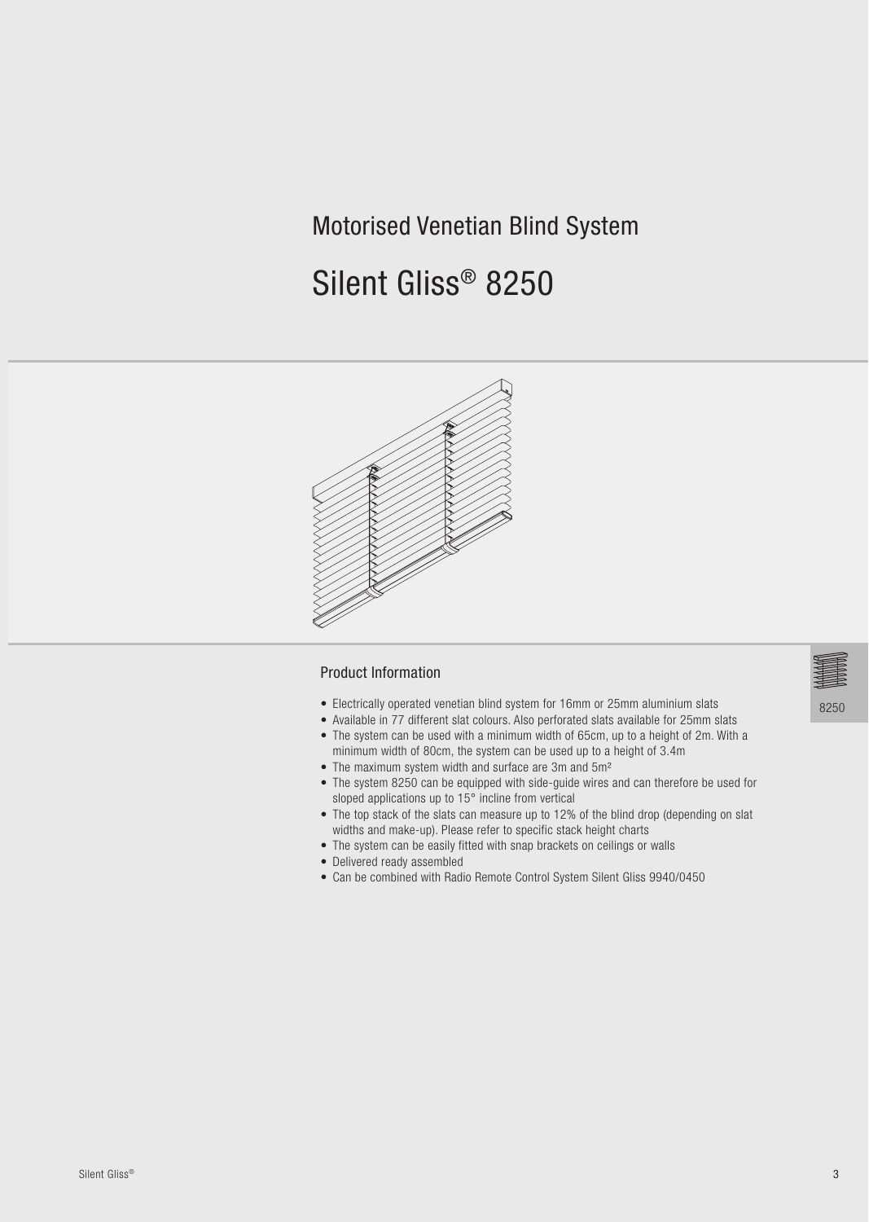Motorised Venetian Blind System

# Silent Gliss® 8250

## Product Information

- Electrically operated venetian blind system for 16mm or 25mm aluminium slats
- Available in 77 different slat colours. Also perforated slats available for 25mm slats
- The system can be used with a minimum width of 65cm, up to a height of 2m. With a minimum width of 80cm, the system can be used up to a height of 3.4m
- The maximum system width and surface are 3m and 5m²
- The system 8250 can be equipped with side-guide wires and can therefore be used for sloped applications up to 15° incline from vertical
- The top stack of the slats can measure up to 12% of the blind drop (depending on slat widths and make-up). Please refer to specific stack height charts
- The system can be easily fitted with snap brackets on ceilings or walls
- Delivered ready assembled
- Can be combined with Radio Remote Control System Silent Gliss 9940/0450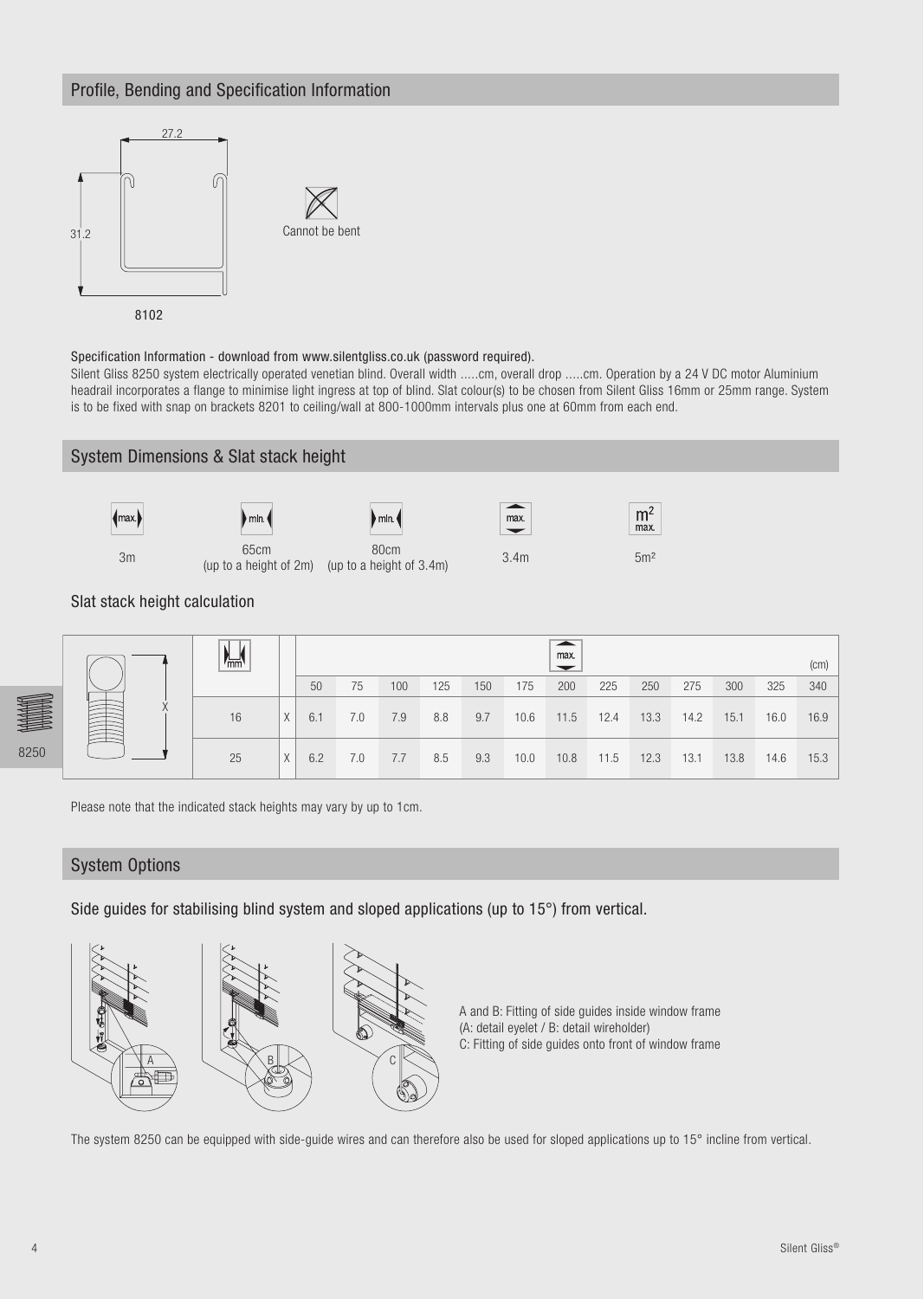## Profile, Bending and Specification Information

27.2

31.2

8102

Cannot be bent

Specification Information - download from www.silentgliss.co.uk (password required).

Silent Gliss 8250 system electrically operated venetian blind. Overall width .....cm, overall drop .....cm. Operation by a 24 V DC motor Aluminium headrail incorporates a flange to minimise light ingress at top of blind. Slat colour(s) to be chosen from Silent Gliss 16mm or 25mm range. System is to be fixed with snap on brackets 8201 to ceiling/wall at 800-1000mm intervals plus one at 60mm from each end.

## System Dimensions & Slat stack height

| max. (width) | min. (width) | min. (width) | max. (height) | $m^2$ max. |
|---|---|---|---|---|
| 3m | 65cm (up to a height of 2m) | 80cm (up to a height of 3.4m) | 3.4m | 5m² |

### Slat stack height calculation

| mm | | max. (cm) | | | | | | | | | | | | |
|---|---|---|---|---|---|---|---|---|---|---|---|---|---|---|
| | | 50 | 75 | 100 | 125 | 150 | 175 | 200 | 225 | 250 | 275 | 300 | 325 | 340 |
| 16 | X | 6.1 | 7.0 | 7.9 | 8.8 | 9.7 | 10.6 | 11.5 | 12.4 | 13.3 | 14.2 | 15.1 | 16.0 | 16.9 |
| 25 | X | 6.2 | 7.0 | 7.7 | 8.5 | 9.3 | 10.0 | 10.8 | 11.5 | 12.3 | 13.1 | 13.8 | 14.6 | 15.3 |

Please note that the indicated stack heights may vary by up to 1cm.

## System Options

### Side guides for stabilising blind system and sloped applications (up to 15°) from vertical.

A and B: Fitting of side guides inside window frame
(A: detail eyelet / B: detail wireholder)
C: Fitting of side guides onto front of window frame

The system 8250 can be equipped with side-guide wires and can therefore also be used for sloped applications up to 15° incline from vertical.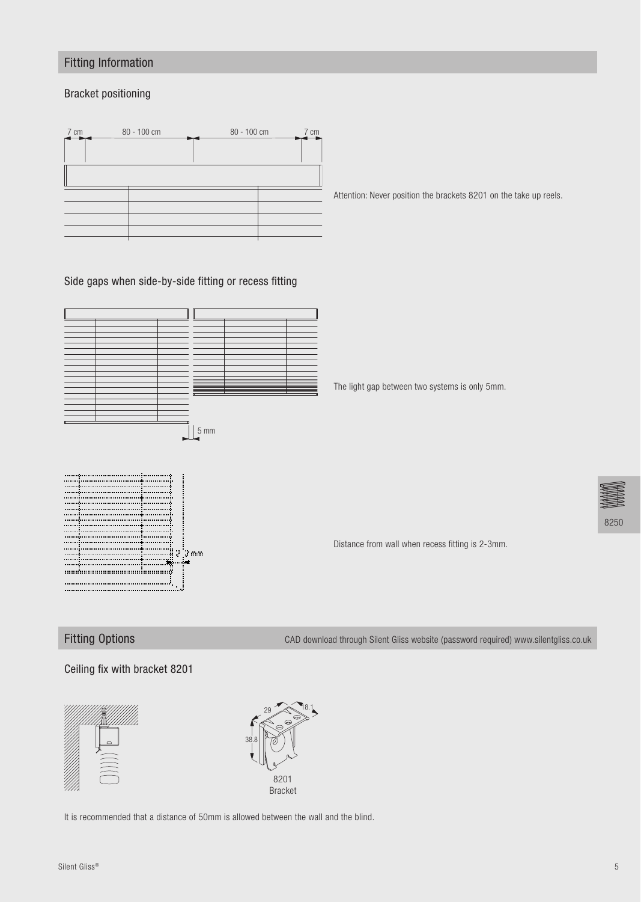## Fitting Information

### Bracket positioning

7 cm | 80 - 100 cm | 80 - 100 cm | 7 cm

Attention: Never position the brackets 8201 on the take up reels.

### Side gaps when side-by-side fitting or recess fitting

5 mm

The light gap between two systems is only 5mm.

2-3mm

Distance from wall when recess fitting is 2-3mm.

8250

## Fitting Options

CAD download through Silent Gliss website (password required) www.silentgliss.co.uk

### Ceiling fix with bracket 8201

29 | 18.1 | 38.8

8201
Bracket

It is recommended that a distance of 50mm is allowed between the wall and the blind.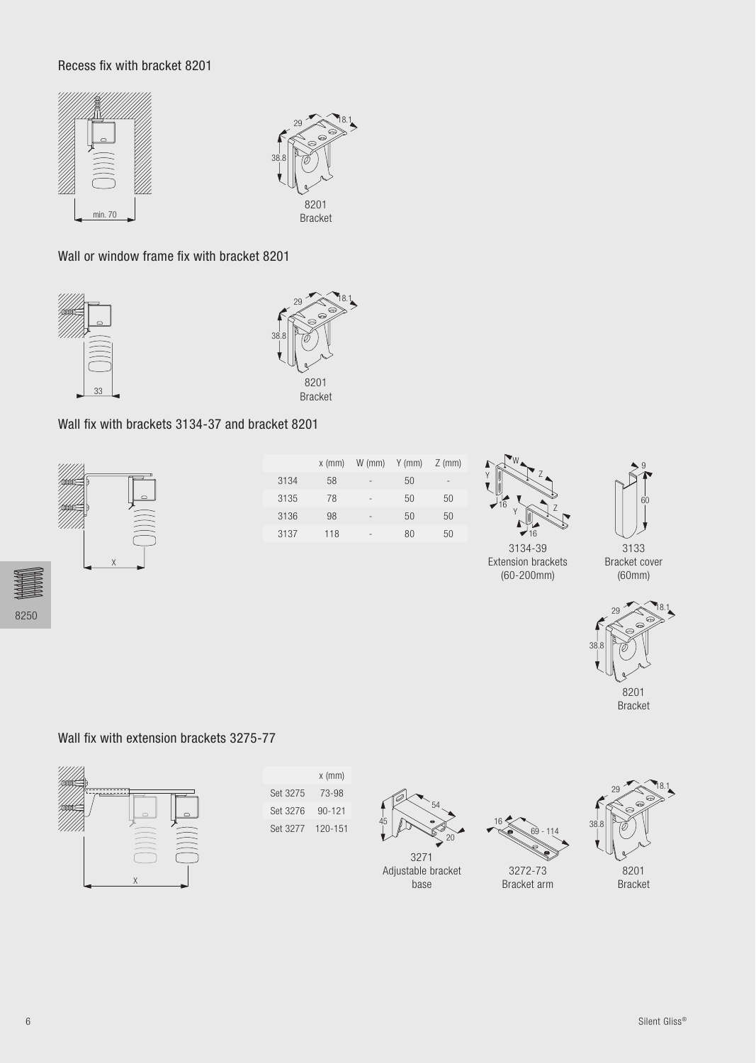## Recess fix with bracket 8201

min. 70

29 18.1 38.8

8201
Bracket

## Wall or window frame fix with bracket 8201

33

29 18.1 38.8

8201
Bracket

## Wall fix with brackets 3134-37 and bracket 8201

X

| | x (mm) | W (mm) | Y (mm) | Z (mm) |
|---|---|---|---|---|
| 3134 | 58 | - | 50 | - |
| 3135 | 78 | - | 50 | 50 |
| 3136 | 98 | - | 50 | 50 |
| 3137 | 118 | - | 80 | 50 |

3134-39
Extension brackets
(60-200mm)

3133
Bracket cover
(60mm)

29 18.1 38.8

8201
Bracket

## Wall fix with extension brackets 3275-77

X

| | x (mm) |
|---|---|
| Set 3275 | 73-98 |
| Set 3276 | 90-121 |
| Set 3277 | 120-151 |

45 54 20

3271
Adjustable bracket base

16 69 - 114

3272-73
Bracket arm

29 18.1 38.8

8201
Bracket

8250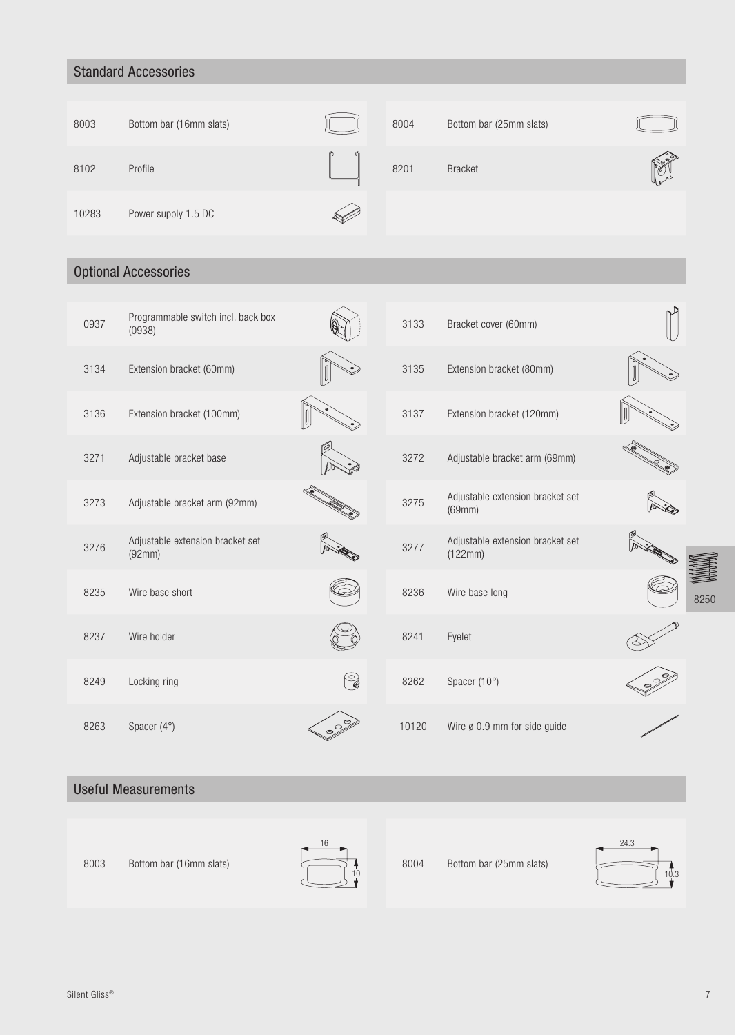## Standard Accessories

| Code | Description | Code | Description |
| --- | --- | --- | --- |
| 8003 | Bottom bar (16mm slats) | 8004 | Bottom bar (25mm slats) |
| 8102 | Profile | 8201 | Bracket |
| 10283 | Power supply 1.5 DC | | |

## Optional Accessories

| Code | Description | Code | Description |
| --- | --- | --- | --- |
| 0937 | Programmable switch incl. back box (0938) | 3133 | Bracket cover (60mm) |
| 3134 | Extension bracket (60mm) | 3135 | Extension bracket (80mm) |
| 3136 | Extension bracket (100mm) | 3137 | Extension bracket (120mm) |
| 3271 | Adjustable bracket base | 3272 | Adjustable bracket arm (69mm) |
| 3273 | Adjustable bracket arm (92mm) | 3275 | Adjustable extension bracket set (69mm) |
| 3276 | Adjustable extension bracket set (92mm) | 3277 | Adjustable extension bracket set (122mm) |
| 8235 | Wire base short | 8236 | Wire base long |
| 8237 | Wire holder | 8241 | Eyelet |
| 8249 | Locking ring | 8262 | Spacer (10°) |
| 8263 | Spacer (4°) | 10120 | Wire ø 0.9 mm for side guide |

8250

## Useful Measurements

| Code | Description | Dimensions | Code | Description | Dimensions |
| --- | --- | --- | --- | --- | --- |
| 8003 | Bottom bar (16mm slats) | 16 × 10 | 8004 | Bottom bar (25mm slats) | 24.3 × 10.3 |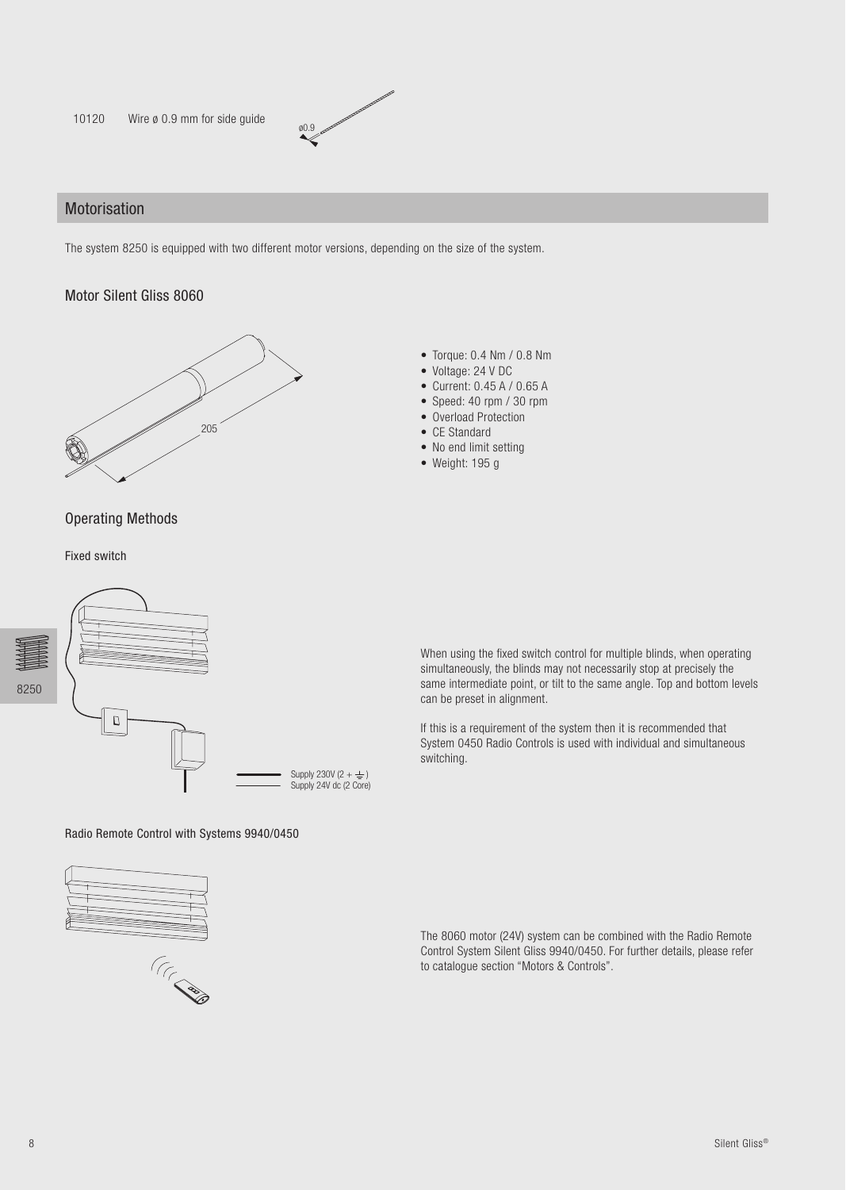10120 Wire ø 0.9 mm for side guide

## Motorisation

The system 8250 is equipped with two different motor versions, depending on the size of the system.

### Motor Silent Gliss 8060

- Torque: 0.4 Nm / 0.8 Nm
- Voltage: 24 V DC
- Current: 0.45 A / 0.65 A
- Speed: 40 rpm / 30 rpm
- Overload Protection
- CE Standard
- No end limit setting
- Weight: 195 g

### Operating Methods

Fixed switch

Supply 230V (2 + ⏚)
Supply 24V dc (2 Core)

When using the fixed switch control for multiple blinds, when operating simultaneously, the blinds may not necessarily stop at precisely the same intermediate point, or tilt to the same angle. Top and bottom levels can be preset in alignment.

If this is a requirement of the system then it is recommended that System 0450 Radio Controls is used with individual and simultaneous switching.

Radio Remote Control with Systems 9940/0450

The 8060 motor (24V) system can be combined with the Radio Remote Control System Silent Gliss 9940/0450. For further details, please refer to catalogue section "Motors & Controls".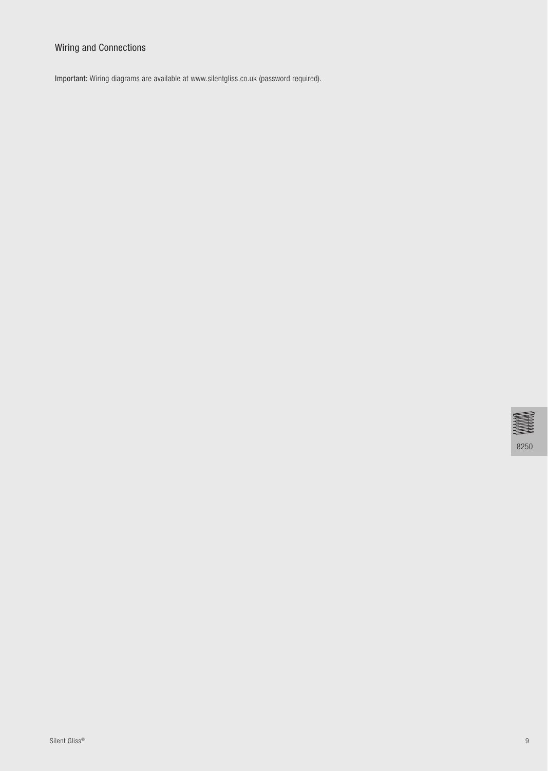## Wiring and Connections

**Important:** Wiring diagrams are available at www.silentgliss.co.uk (password required).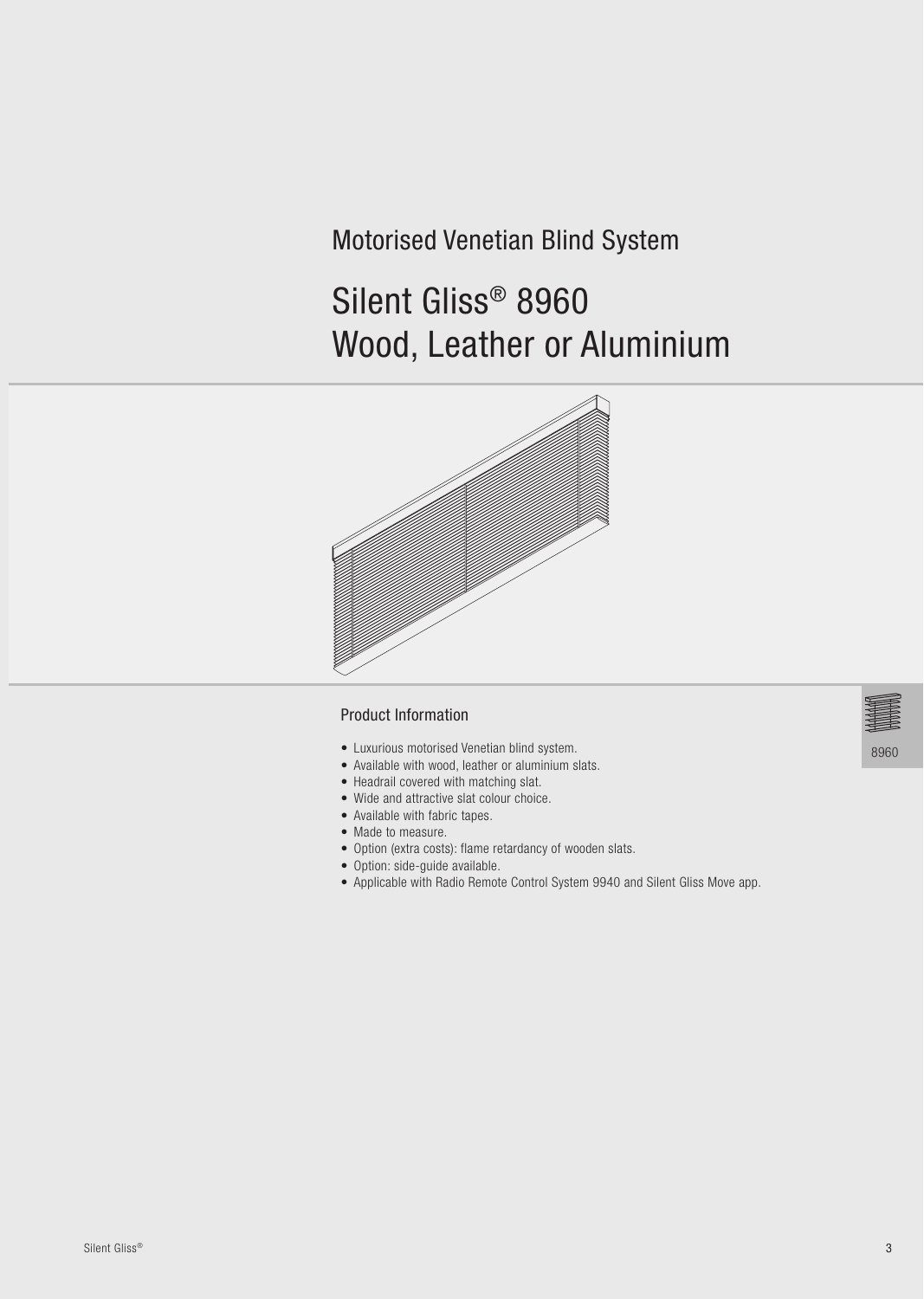## Motorised Venetian Blind System

# Silent Gliss® 8960 Wood, Leather or Aluminium

### Product Information

- Luxurious motorised Venetian blind system.
- Available with wood, leather or aluminium slats.
- Headrail covered with matching slat.
- Wide and attractive slat colour choice.
- Available with fabric tapes.
- Made to measure.
- Option (extra costs): flame retardancy of wooden slats.
- Option: side-guide available.
- Applicable with Radio Remote Control System 9940 and Silent Gliss Move app.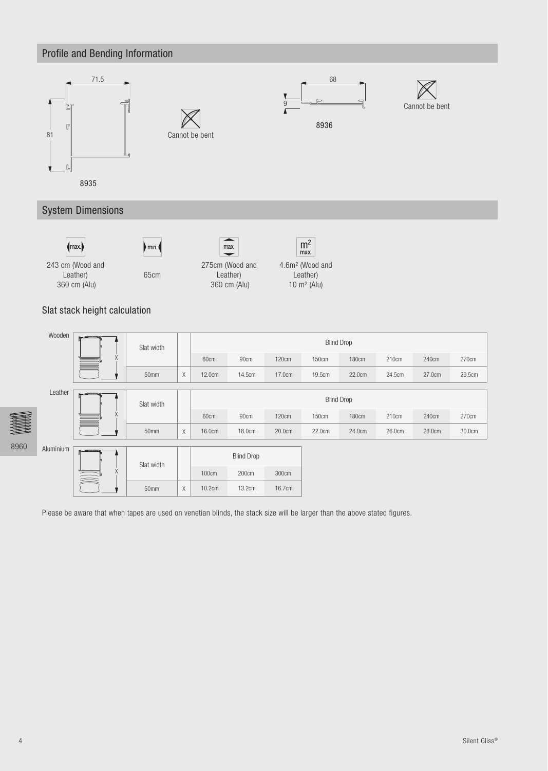## Profile and Bending Information

71.5

81

8935

Cannot be bent

68

9

8936

Cannot be bent

## System Dimensions

| max. | min. | max. | $m^2$ max. |
|---|---|---|---|
| 243 cm (Wood and Leather) 360 cm (Alu) | 65cm | 275cm (Wood and Leather) 360 cm (Alu) | 4.6m² (Wood and Leather) 10 m² (Alu) |

### Slat stack height calculation

Wooden

| Slat width | | Blind Drop | | | | | | | |
|---|---|---|---|---|---|---|---|---|---|
| | | 60cm | 90cm | 120cm | 150cm | 180cm | 210cm | 240cm | 270cm |
| 50mm | X | 12.0cm | 14.5cm | 17.0cm | 19.5cm | 22.0cm | 24.5cm | 27.0cm | 29.5cm |

Leather

| Slat width | | Blind Drop | | | | | | | |
|---|---|---|---|---|---|---|---|---|---|
| | | 60cm | 90cm | 120cm | 150cm | 180cm | 210cm | 240cm | 270cm |
| 50mm | X | 16.0cm | 18.0cm | 20.0cm | 22.0cm | 24.0cm | 26.0cm | 28.0cm | 30.0cm |

Aluminium

| Slat width | | Blind Drop | | |
|---|---|---|---|---|
| | | 100cm | 200cm | 300cm |
| 50mm | X | 10.2cm | 13.2cm | 16.7cm |

Please be aware that when tapes are used on venetian blinds, the stack size will be larger than the above stated figures.

8960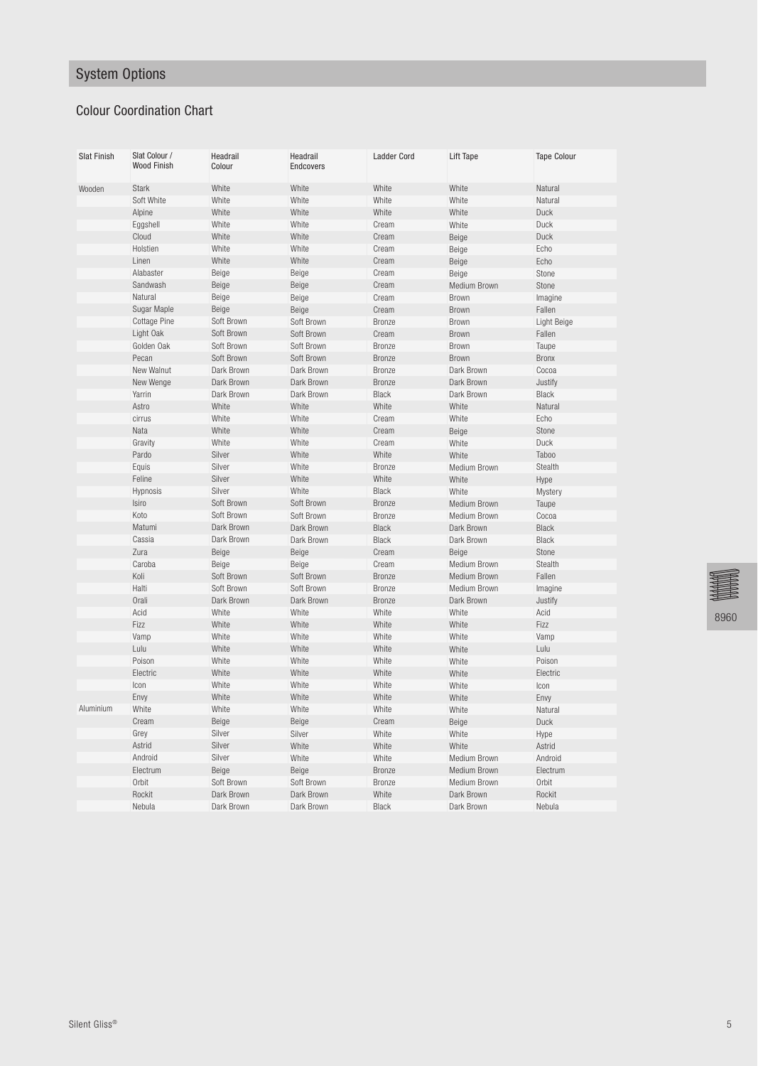## System Options

### Colour Coordination Chart

| Slat Finish | Slat Colour / Wood Finish | Headrail Colour | Headrail Endcovers | Ladder Cord | Lift Tape | Tape Colour |
|---|---|---|---|---|---|---|
| Wooden | Stark | White | White | White | White | Natural |
| | Soft White | White | White | White | White | Natural |
| | Alpine | White | White | White | White | Duck |
| | Eggshell | White | White | Cream | White | Duck |
| | Cloud | White | White | Cream | Beige | Duck |
| | Holstien | White | White | Cream | Beige | Echo |
| | Linen | White | White | Cream | Beige | Echo |
| | Alabaster | Beige | Beige | Cream | Beige | Stone |
| | Sandwash | Beige | Beige | Cream | Medium Brown | Stone |
| | Natural | Beige | Beige | Cream | Brown | Imagine |
| | Sugar Maple | Beige | Beige | Cream | Brown | Fallen |
| | Cottage Pine | Soft Brown | Soft Brown | Bronze | Brown | Light Beige |
| | Light Oak | Soft Brown | Soft Brown | Cream | Brown | Fallen |
| | Golden Oak | Soft Brown | Soft Brown | Bronze | Brown | Taupe |
| | Pecan | Soft Brown | Soft Brown | Bronze | Brown | Bronx |
| | New Walnut | Dark Brown | Dark Brown | Bronze | Dark Brown | Cocoa |
| | New Wenge | Dark Brown | Dark Brown | Bronze | Dark Brown | Justify |
| | Yarrin | Dark Brown | Dark Brown | Black | Dark Brown | Black |
| | Astro | White | White | White | White | Natural |
| | cirrus | White | White | Cream | White | Echo |
| | Nata | White | White | Cream | Beige | Stone |
| | Gravity | White | White | Cream | White | Duck |
| | Pardo | Silver | White | White | White | Taboo |
| | Equis | Silver | White | Bronze | Medium Brown | Stealth |
| | Feline | Silver | White | White | White | Hype |
| | Hypnosis | Silver | White | Black | White | Mystery |
| | Isiro | Soft Brown | Soft Brown | Bronze | Medium Brown | Taupe |
| | Koto | Soft Brown | Soft Brown | Bronze | Medium Brown | Cocoa |
| | Matumi | Dark Brown | Dark Brown | Black | Dark Brown | Black |
| | Cassia | Dark Brown | Dark Brown | Black | Dark Brown | Black |
| | Zura | Beige | Beige | Cream | Beige | Stone |
| | Caroba | Beige | Beige | Cream | Medium Brown | Stealth |
| | Koli | Soft Brown | Soft Brown | Bronze | Medium Brown | Fallen |
| | Halti | Soft Brown | Soft Brown | Bronze | Medium Brown | Imagine |
| | Orali | Dark Brown | Dark Brown | Bronze | Dark Brown | Justify |
| | Acid | White | White | White | White | Acid |
| | Fizz | White | White | White | White | Fizz |
| | Vamp | White | White | White | White | Vamp |
| | Lulu | White | White | White | White | Lulu |
| | Poison | White | White | White | White | Poison |
| | Electric | White | White | White | White | Electric |
| | Icon | White | White | White | White | Icon |
| | Envy | White | White | White | White | Envy |
| Aluminium | White | White | White | White | White | Natural |
| | Cream | Beige | Beige | Cream | Beige | Duck |
| | Grey | Silver | Silver | White | White | Hype |
| | Astrid | Silver | White | White | White | Astrid |
| | Android | Silver | White | White | Medium Brown | Android |
| | Electrum | Beige | Beige | Bronze | Medium Brown | Electrum |
| | Orbit | Soft Brown | Soft Brown | Bronze | Medium Brown | Orbit |
| | Rockit | Dark Brown | Dark Brown | White | Dark Brown | Rockit |
| | Nebula | Dark Brown | Dark Brown | Black | Dark Brown | Nebula |

8960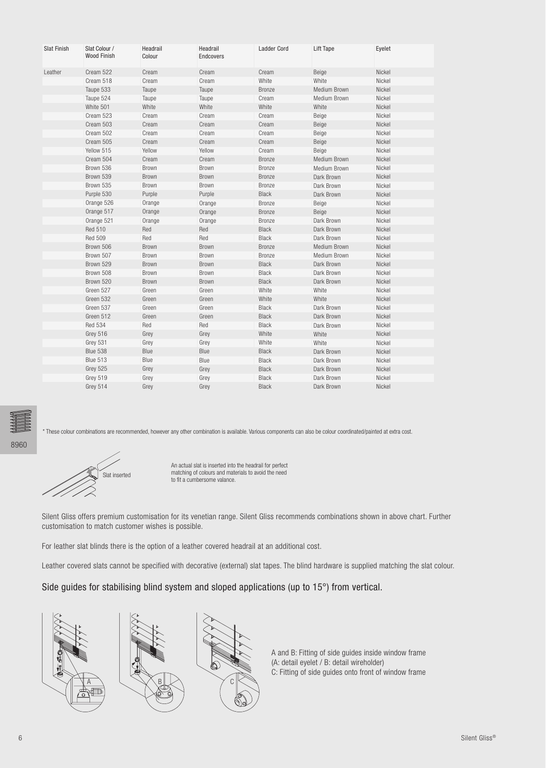| Slat Finish | Slat Colour / Wood Finish | Headrail Colour | Headrail Endcovers | Ladder Cord | Lift Tape | Eyelet |
|---|---|---|---|---|---|---|
| Leather | Cream 522 | Cream | Cream | Cream | Beige | Nickel |
| | Cream 518 | Cream | Cream | White | White | Nickel |
| | Taupe 533 | Taupe | Taupe | Bronze | Medium Brown | Nickel |
| | Taupe 524 | Taupe | Taupe | Cream | Medium Brown | Nickel |
| | White 501 | White | White | White | White | Nickel |
| | Cream 523 | Cream | Cream | Cream | Beige | Nickel |
| | Cream 503 | Cream | Cream | Cream | Beige | Nickel |
| | Cream 502 | Cream | Cream | Cream | Beige | Nickel |
| | Cream 505 | Cream | Cream | Cream | Beige | Nickel |
| | Yellow 515 | Yellow | Yellow | Cream | Beige | Nickel |
| | Cream 504 | Cream | Cream | Bronze | Medium Brown | Nickel |
| | Brown 536 | Brown | Brown | Bronze | Medium Brown | Nickel |
| | Brown 539 | Brown | Brown | Bronze | Dark Brown | Nickel |
| | Brown 535 | Brown | Brown | Bronze | Dark Brown | Nickel |
| | Purple 530 | Purple | Purple | Black | Dark Brown | Nickel |
| | Orange 526 | Orange | Orange | Bronze | Beige | Nickel |
| | Orange 517 | Orange | Orange | Bronze | Beige | Nickel |
| | Orange 521 | Orange | Orange | Bronze | Dark Brown | Nickel |
| | Red 510 | Red | Red | Black | Dark Brown | Nickel |
| | Red 509 | Red | Red | Black | Dark Brown | Nickel |
| | Brown 506 | Brown | Brown | Bronze | Medium Brown | Nickel |
| | Brown 507 | Brown | Brown | Bronze | Medium Brown | Nickel |
| | Brown 529 | Brown | Brown | Black | Dark Brown | Nickel |
| | Brown 508 | Brown | Brown | Black | Dark Brown | Nickel |
| | Brown 520 | Brown | Brown | Black | Dark Brown | Nickel |
| | Green 527 | Green | Green | White | White | Nickel |
| | Green 532 | Green | Green | White | White | Nickel |
| | Green 537 | Green | Green | Black | Dark Brown | Nickel |
| | Green 512 | Green | Green | Black | Dark Brown | Nickel |
| | Red 534 | Red | Red | Black | Dark Brown | Nickel |
| | Grey 516 | Grey | Grey | White | White | Nickel |
| | Grey 531 | Grey | Grey | White | White | Nickel |
| | Blue 538 | Blue | Blue | Black | Dark Brown | Nickel |
| | Blue 513 | Blue | Blue | Black | Dark Brown | Nickel |
| | Grey 525 | Grey | Grey | Black | Dark Brown | Nickel |
| | Grey 519 | Grey | Grey | Black | Dark Brown | Nickel |
| | Grey 514 | Grey | Grey | Black | Dark Brown | Nickel |

8960

* These colour combinations are recommended, however any other combination is available. Various components can also be colour coordinated/painted at extra cost.

Slat inserted

An actual slat is inserted into the headrail for perfect matching of colours and materials to avoid the need to fit a cumbersome valance.

Silent Gliss offers premium customisation for its venetian range. Silent Gliss recommends combinations shown in above chart. Further customisation to match customer wishes is possible.

For leather slat blinds there is the option of a leather covered headrail at an additional cost.

Leather covered slats cannot be specified with decorative (external) slat tapes. The blind hardware is supplied matching the slat colour.

## Side guides for stabilising blind system and sloped applications (up to 15°) from vertical.

A and B: Fitting of side guides inside window frame
(A: detail eyelet / B: detail wireholder)
C: Fitting of side guides onto front of window frame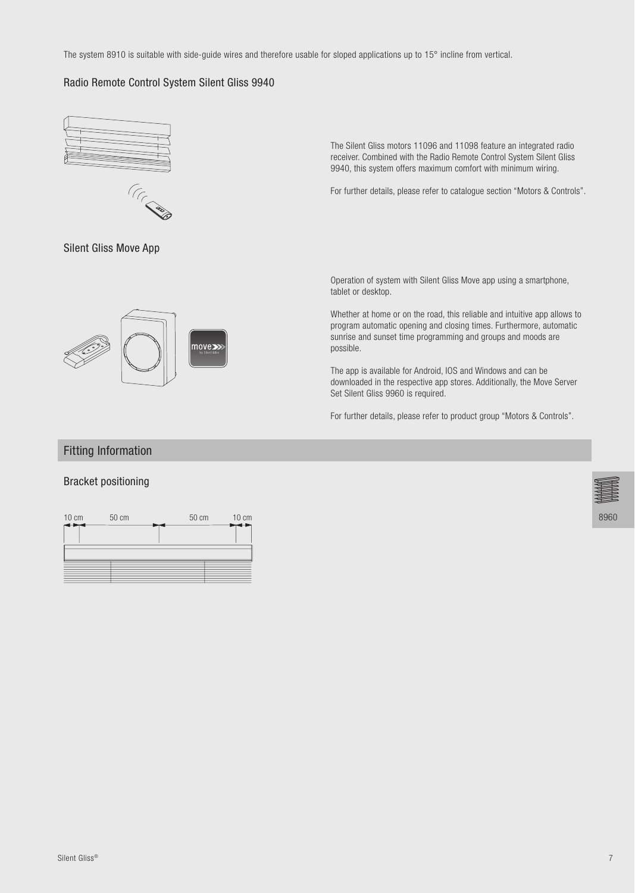The system 8910 is suitable with side-guide wires and therefore usable for sloped applications up to 15° incline from vertical.

### Radio Remote Control System Silent Gliss 9940

The Silent Gliss motors 11096 and 11098 feature an integrated radio receiver. Combined with the Radio Remote Control System Silent Gliss 9940, this system offers maximum comfort with minimum wiring.

For further details, please refer to catalogue section “Motors & Controls”.

### Silent Gliss Move App

Operation of system with Silent Gliss Move app using a smartphone, tablet or desktop.

Whether at home or on the road, this reliable and intuitive app allows to program automatic opening and closing times. Furthermore, automatic sunrise and sunset time programming and groups and moods are possible.

The app is available for Android, IOS and Windows and can be downloaded in the respective app stores. Additionally, the Move Server Set Silent Gliss 9960 is required.

For further details, please refer to product group “Motors & Controls”.

## Fitting Information

### Bracket positioning

10 cm 50 cm 50 cm 10 cm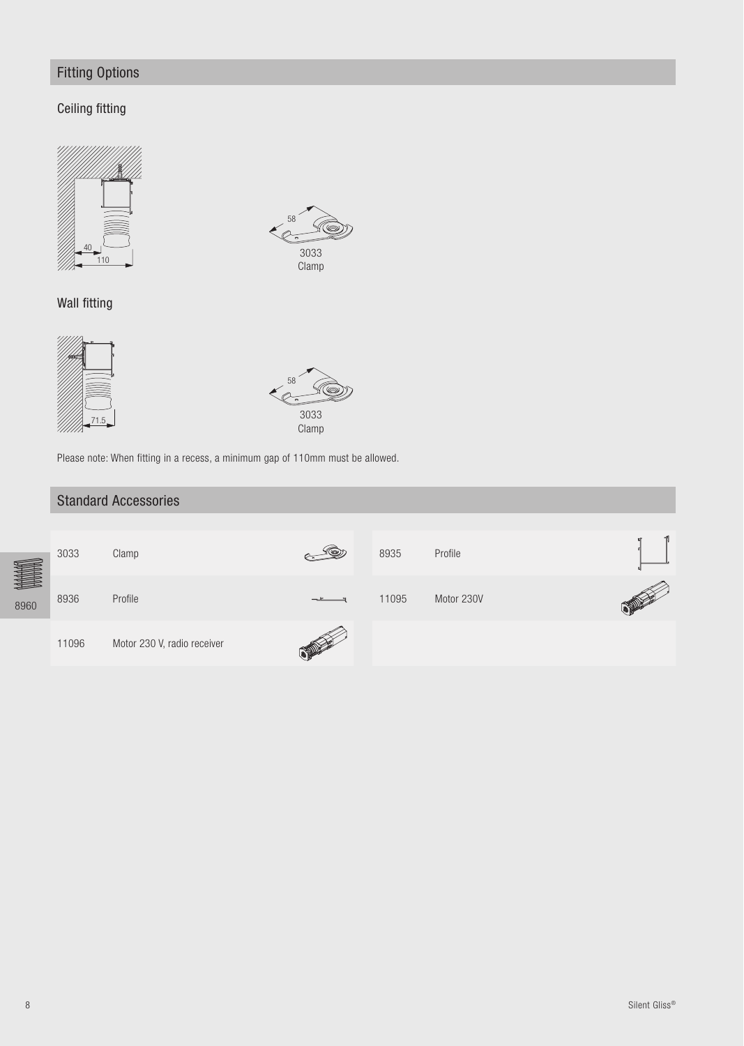## Fitting Options

### Ceiling fitting

58

3033
Clamp

### Wall fitting

58

3033
Clamp

Please note: When fitting in a recess, a minimum gap of 110mm must be allowed.

## Standard Accessories

| | | | |
|---|---|---|---|
| 3033 | Clamp | 8935 | Profile |
| 8936 | Profile | 11095 | Motor 230V |
| 11096 | Motor 230 V, radio receiver | | |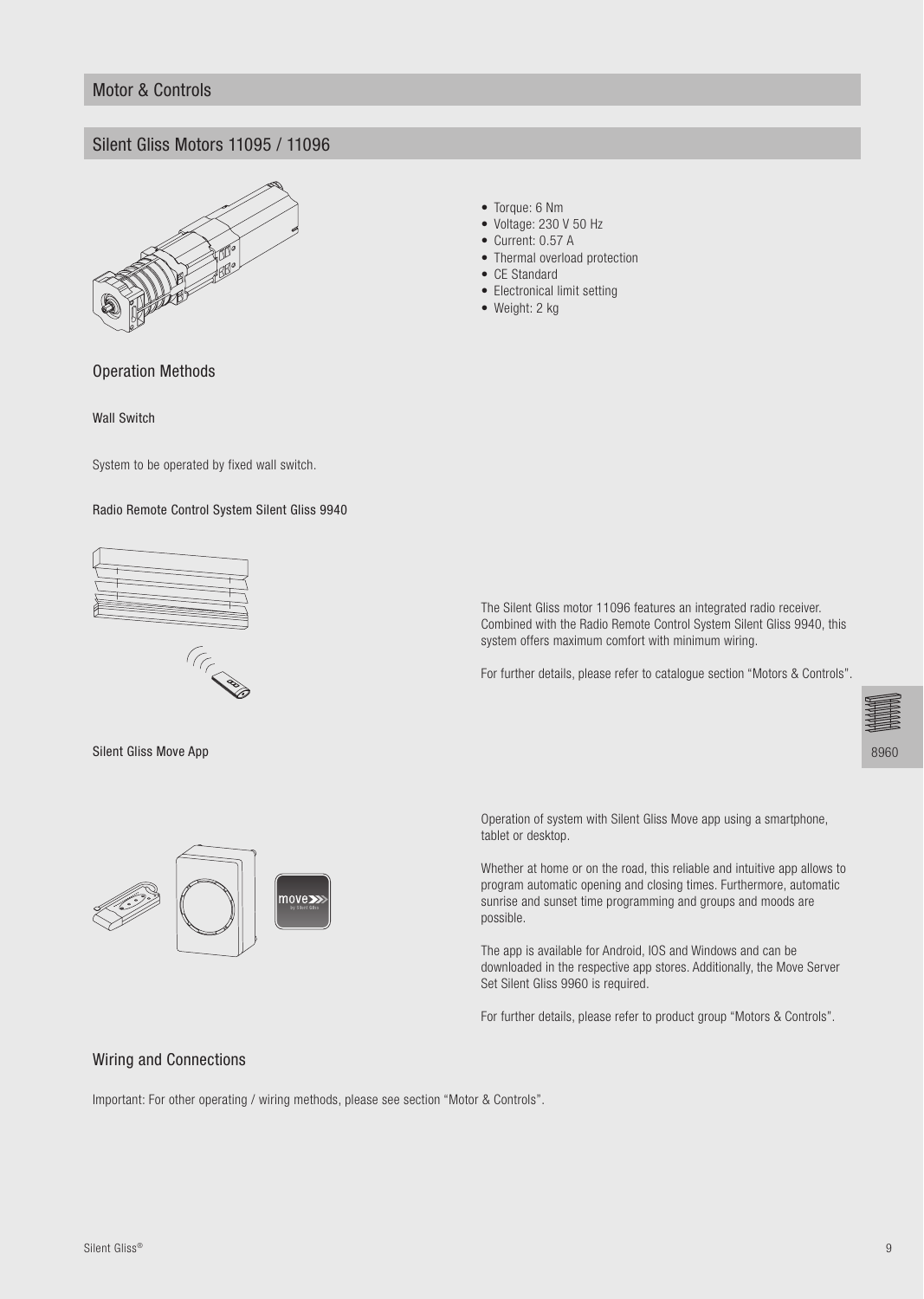## Motor & Controls

## Silent Gliss Motors 11095 / 11096

- Torque: 6 Nm
- Voltage: 230 V 50 Hz
- Current: 0.57 A
- Thermal overload protection
- CE Standard
- Electronical limit setting
- Weight: 2 kg

### Operation Methods

#### Wall Switch

System to be operated by fixed wall switch.

#### Radio Remote Control System Silent Gliss 9940

The Silent Gliss motor 11096 features an integrated radio receiver. Combined with the Radio Remote Control System Silent Gliss 9940, this system offers maximum comfort with minimum wiring.

For further details, please refer to catalogue section "Motors & Controls".

#### Silent Gliss Move App

Operation of system with Silent Gliss Move app using a smartphone, tablet or desktop.

Whether at home or on the road, this reliable and intuitive app allows to program automatic opening and closing times. Furthermore, automatic sunrise and sunset time programming and groups and moods are possible.

The app is available for Android, IOS and Windows and can be downloaded in the respective app stores. Additionally, the Move Server Set Silent Gliss 9960 is required.

For further details, please refer to product group "Motors & Controls".

### Wiring and Connections

Important: For other operating / wiring methods, please see section "Motor & Controls".